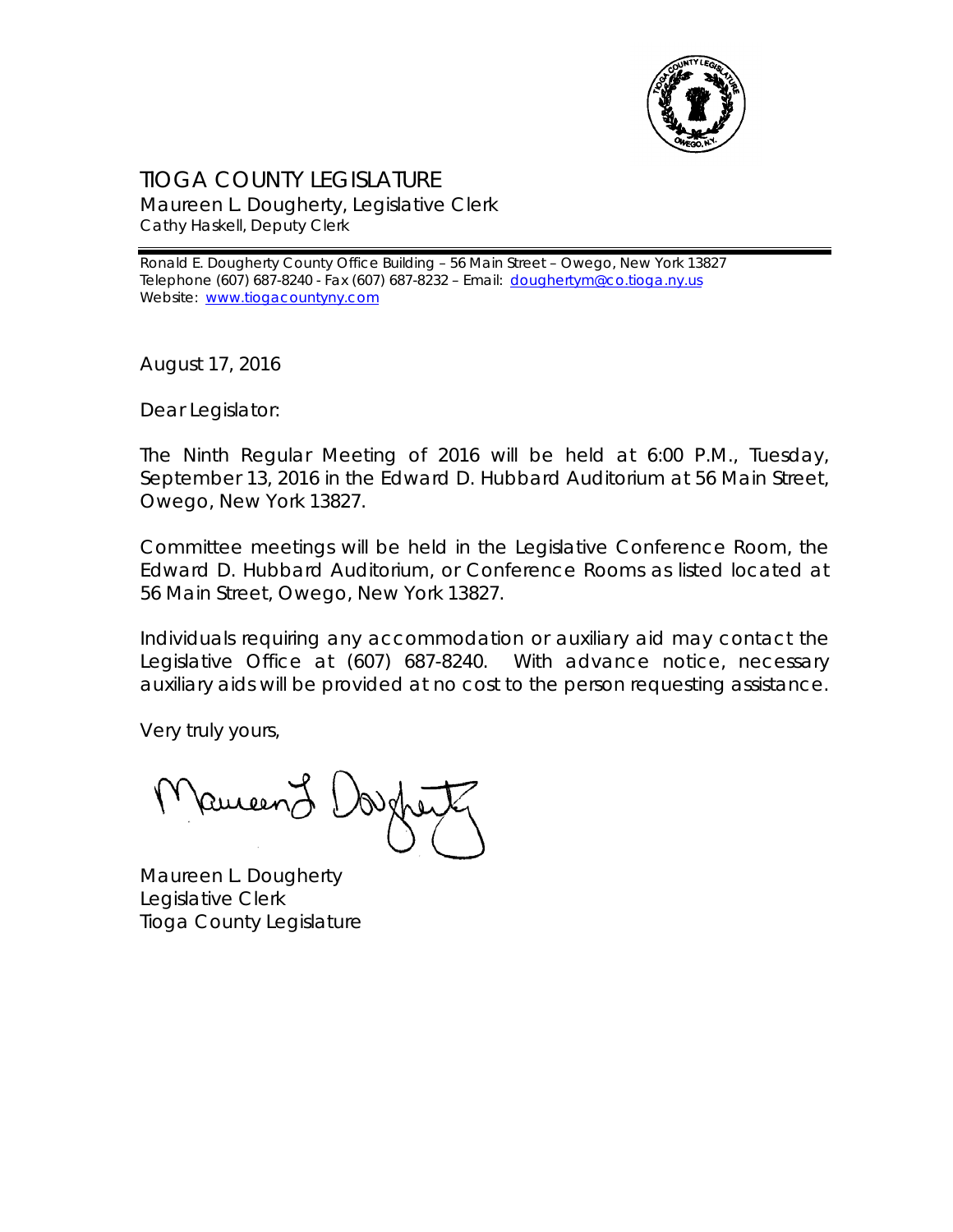# TIOGA COUNTY LEGISLATURE

Maureen L. Dougherty, Legislative Clerk
Cathy Haskell, Deputy Clerk

Ronald E. Dougherty County Office Building – 56 Main Street – Owego, New York 13827
Telephone (607) 687-8240 - Fax (607) 687-8232 – Email: doughertym@co.tioga.ny.us
Website: www.tiogacountyny.com

August 17, 2016

Dear Legislator:

The Ninth Regular Meeting of 2016 will be held at 6:00 P.M., Tuesday, September 13, 2016 in the Edward D. Hubbard Auditorium at 56 Main Street, Owego, New York 13827.

Committee meetings will be held in the Legislative Conference Room, the Edward D. Hubbard Auditorium, or Conference Rooms as listed located at 56 Main Street, Owego, New York 13827.

Individuals requiring any accommodation or auxiliary aid may contact the Legislative Office at (607) 687-8240. With advance notice, necessary auxiliary aids will be provided at no cost to the person requesting assistance.

Very truly yours,

Maureen L. Dougherty
Legislative Clerk
Tioga County Legislature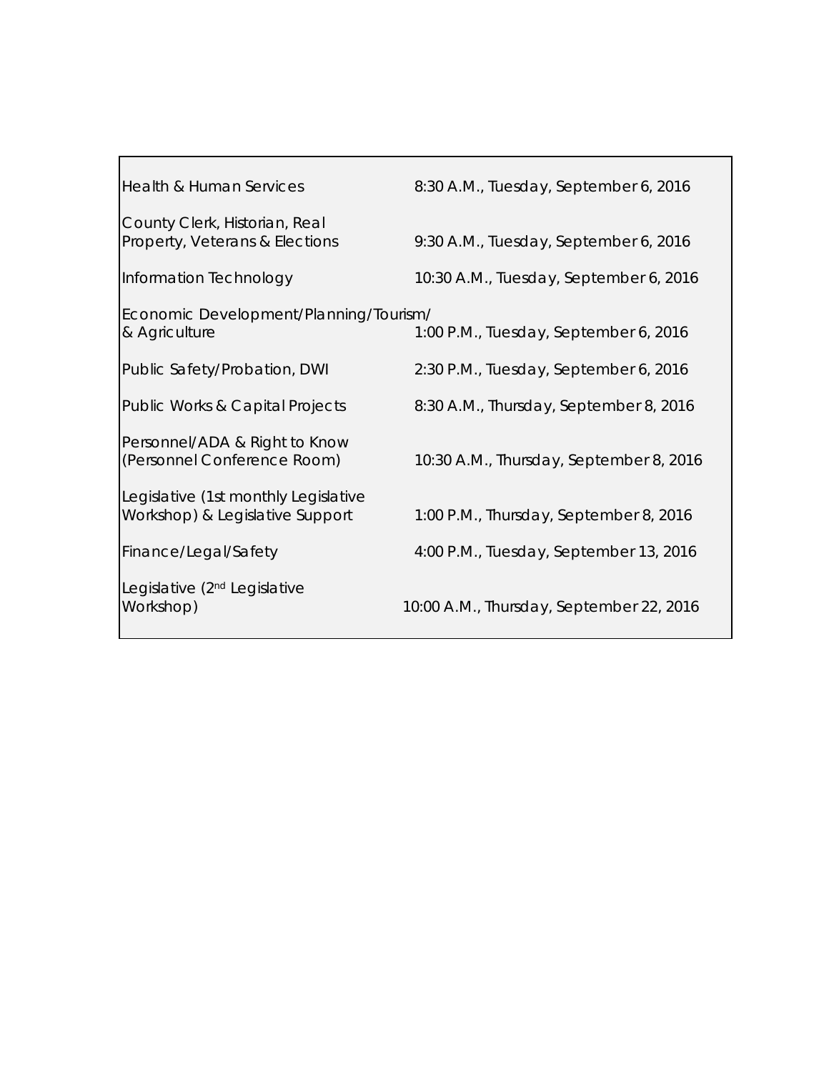| | |
|---|---|
| Health & Human Services | 8:30 A.M., Tuesday, September 6, 2016 |
| County Clerk, Historian, Real Property, Veterans & Elections | 9:30 A.M., Tuesday, September 6, 2016 |
| Information Technology | 10:30 A.M., Tuesday, September 6, 2016 |
| Economic Development/Planning/Tourism/ & Agriculture | 1:00 P.M., Tuesday, September 6, 2016 |
| Public Safety/Probation, DWI | 2:30 P.M., Tuesday, September 6, 2016 |
| Public Works & Capital Projects | 8:30 A.M., Thursday, September 8, 2016 |
| Personnel/ADA & Right to Know (Personnel Conference Room) | 10:30 A.M., Thursday, September 8, 2016 |
| Legislative (1st monthly Legislative Workshop) & Legislative Support | 1:00 P.M., Thursday, September 8, 2016 |
| Finance/Legal/Safety | 4:00 P.M., Tuesday, September 13, 2016 |
| Legislative (2nd Legislative Workshop) | 10:00 A.M., Thursday, September 22, 2016 |